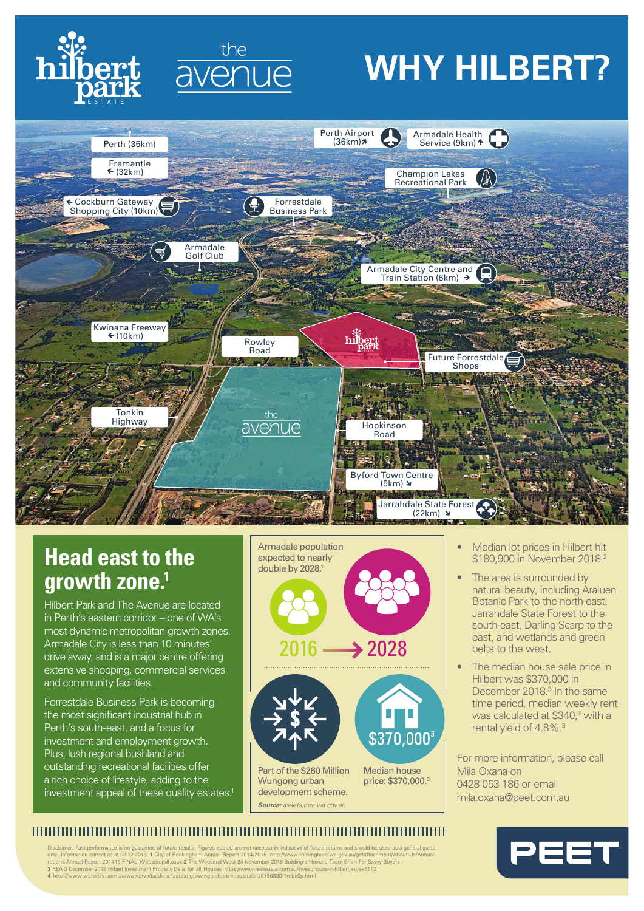# WHY HILBERT?

hilbert park ESTATE

the avenue

Perth (35km)

Fremantle (32km)

Cockburn Gateway Shopping City (10km)

Forrestdale Business Park

Perth Airport (36km)

Armadale Health Service (9km)

Champion Lakes Recreational Park

Armadale Golf Club

Armadale City Centre and Train Station (6km)

Kwinana Freeway (10km)

Rowley Road

Future Forrestdale Shops

Tonkin Highway

Hopkinson Road

Byford Town Centre (5km)

Jarrahdale State Forest (22km)

## Head east to the growth zone.[1]

Hilbert Park and The Avenue are located in Perth's eastern corridor – one of WA's most dynamic metropolitan growth zones. Armadale City is less than 10 minutes' drive away, and is a major centre offering extensive shopping, commercial services and community facilities.

Forrestdale Business Park is becoming the most significant industrial hub in Perth's south-east, and a focus for investment and employment growth. Plus, lush regional bushland and outstanding recreational facilities offer a rich choice of lifestyle, adding to the investment appeal of these quality estates.[1]

Armadale population expected to nearly double by 2028.[1]

2016 → 2028

Part of the $260 Million Wungong urban development scheme.

*Source: assets.mra.wa.gov.au*

$370,000[3]

Median house price: $370,000.[3]

- Median lot prices in Hilbert hit $180,900 in November 2018.[2]
- The area is surrounded by natural beauty, including Araluen Botanic Park to the north-east, Jarrahdale State Forest to the south-east, Darling Scarp to the east, and wetlands and green belts to the west.
- The median house sale price in Hilbert was $370,000 in December 2018.[3] In the same time period, median weekly rent was calculated at $340,[3] with a rental yield of 4.8%.[3]

For more information, please call Mila Oxana on 0428 053 186 or email mila.oxana@peet.com.au

PEET

Disclaimer: Past performance is no guarantee of future results. Figures quoted are not necessarily indicative of future returns and should be used as a general guide only. Information correct as at 03.12.2018. 1 City of Rockingham Annual Report 2014/2015 http://www.rockingham.wa.gov.au/getattachment/About-Us/Annual-reports Annual-Report-201415-FINAL_Website.pdf.aspx 2 The Weekend West 24 November 2018 Building a Home a Team Effort For Savvy Buyers 3 REA 3 December 2018 Hilbert Investment Property Data for all Houses https://www.realestate.com.au/invest/house-in-hilbert,+wa+6112 4 http://www.watoday.com.au/wa-news/baldivis-fastest-growing-suburb-in-australia-20150330-1mbe0p.html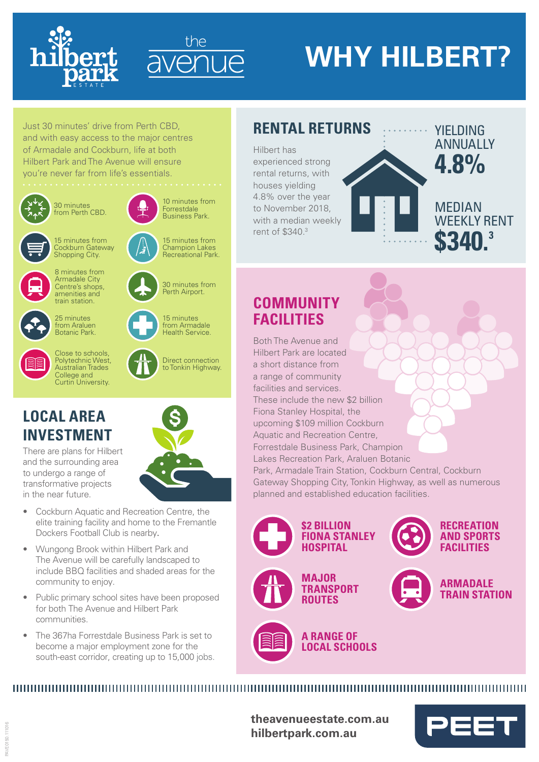hilbert park ESTATE

the avenue

# WHY HILBERT?

Just 30 minutes' drive from Perth CBD, and with easy access to the major centres of Armadale and Cockburn, life at both Hilbert Park and The Avenue will ensure you're never far from life's essentials.

- 30 minutes from Perth CBD.
- 10 minutes from Forrestdale Business Park.
- 15 minutes from Cockburn Gateway Shopping City.
- 15 minutes from Champion Lakes Recreational Park.
- 8 minutes from Armadale City Centre's shops, amenities and train station.
- 30 minutes from Perth Airport.
- 25 minutes from Araluen Botanic Park.
- 15 minutes from Armadale Health Service.
- Close to schools, Polytechnic West, Australian Trades College and Curtin University.
- Direct connection to Tonkin Highway.

## LOCAL AREA INVESTMENT

There are plans for Hilbert and the surrounding area to undergo a range of transformative projects in the near future.

- Cockburn Aquatic and Recreation Centre, the elite training facility and home to the Fremantle Dockers Football Club is nearby.
- Wungong Brook within Hilbert Park and The Avenue will be carefully landscaped to include BBQ facilities and shaded areas for the community to enjoy.
- Public primary school sites have been proposed for both The Avenue and Hilbert Park communities.
- The 367ha Forrestdale Business Park is set to become a major employment zone for the south-east corridor, creating up to 15,000 jobs.

## RENTAL RETURNS

Hilbert has experienced strong rental returns, with houses yielding 4.8% over the year to November 2018, with a median weekly rent of $340.[3]

YIELDING ANNUALLY **4.8%**

MEDIAN WEEKLY RENT **$340.**[3]

## COMMUNITY FACILITIES

Both The Avenue and Hilbert Park are located a short distance from a range of community facilities and services. These include the new $2 billion Fiona Stanley Hospital, the upcoming $109 million Cockburn Aquatic and Recreation Centre, Forrestdale Business Park, Champion Lakes Recreation Park, Araluen Botanic Park, Armadale Train Station, Cockburn Central, Cockburn Gateway Shopping City, Tonkin Highway, as well as numerous planned and established education facilities.

- **$2 BILLION FIONA STANLEY HOSPITAL**
- **RECREATION AND SPORTS FACILITIES**
- **MAJOR TRANSPORT ROUTES**
- **ARMADALE TRAIN STATION**
- **A RANGE OF LOCAL SCHOOLS**

**theavenueestate.com.au**
**hilbertpark.com.au**

PEET